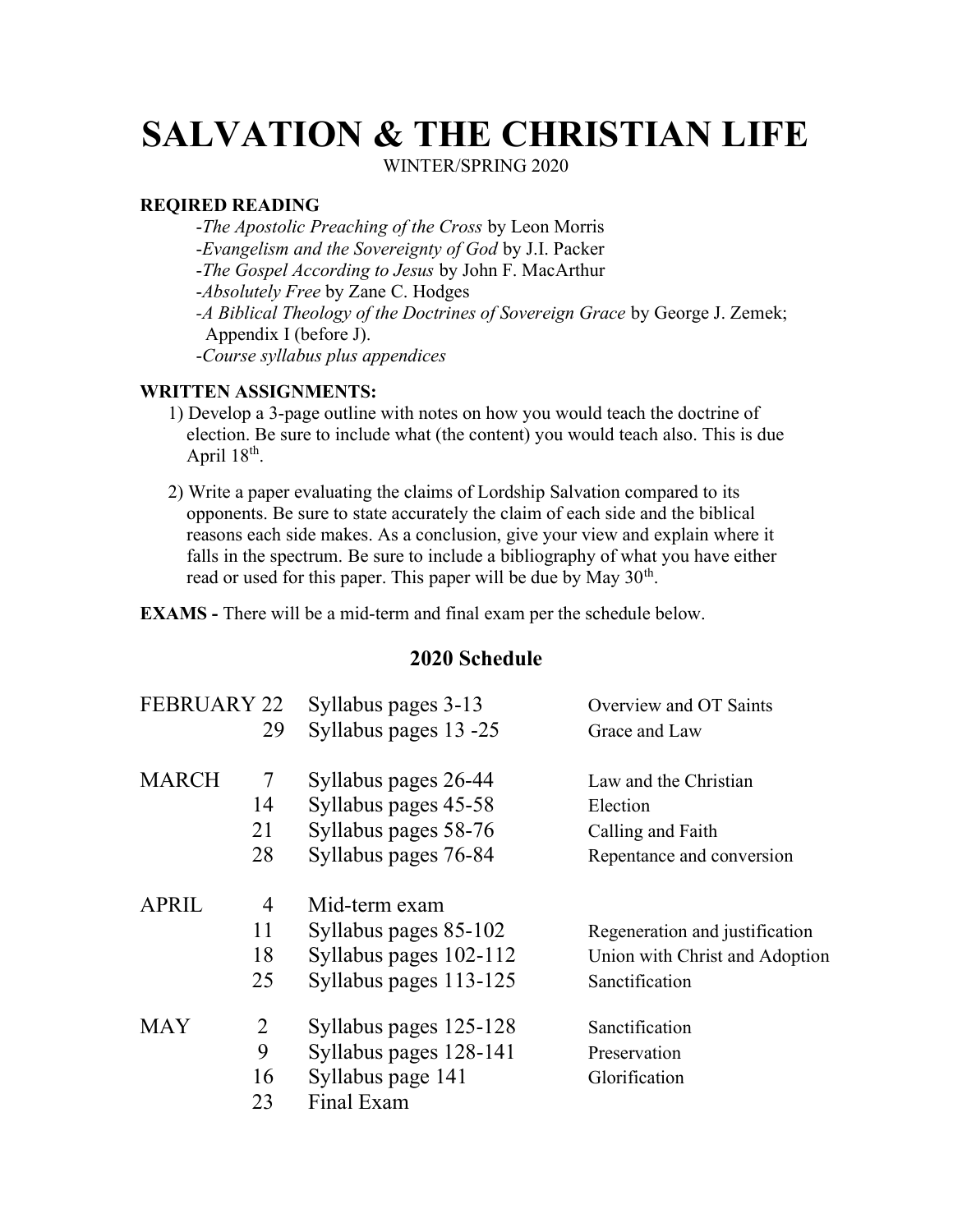# SALVATION & THE CHRISTIAN LIFE

WINTER/SPRING 2020

**REQIRED READING**

- *The Apostolic Preaching of the Cross* by Leon Morris
- *Evangelism and the Sovereignty of God* by J.I. Packer
- *The Gospel According to Jesus* by John F. MacArthur
- *Absolutely Free* by Zane C. Hodges
- *A Biblical Theology of the Doctrines of Sovereign Grace* by George J. Zemek; Appendix I (before J).
- *Course syllabus plus appendices*

**WRITTEN ASSIGNMENTS:**

1) Develop a 3-page outline with notes on how you would teach the doctrine of election. Be sure to include what (the content) you would teach also. This is due April 18th.

2) Write a paper evaluating the claims of Lordship Salvation compared to its opponents. Be sure to state accurately the claim of each side and the biblical reasons each side makes. As a conclusion, give your view and explain where it falls in the spectrum. Be sure to include a bibliography of what you have either read or used for this paper. This paper will be due by May 30th.

**EXAMS -** There will be a mid-term and final exam per the schedule below.

## 2020 Schedule

| Month | Day | Reading | Topic |
|---|---|---|---|
| FEBRUARY | 22 | Syllabus pages 3-13 | Overview and OT Saints |
| | 29 | Syllabus pages 13 -25 | Grace and Law |
| MARCH | 7 | Syllabus pages 26-44 | Law and the Christian |
| | 14 | Syllabus pages 45-58 | Election |
| | 21 | Syllabus pages 58-76 | Calling and Faith |
| | 28 | Syllabus pages 76-84 | Repentance and conversion |
| APRIL | 4 | Mid-term exam | |
| | 11 | Syllabus pages 85-102 | Regeneration and justification |
| | 18 | Syllabus pages 102-112 | Union with Christ and Adoption |
| | 25 | Syllabus pages 113-125 | Sanctification |
| MAY | 2 | Syllabus pages 125-128 | Sanctification |
| | 9 | Syllabus pages 128-141 | Preservation |
| | 16 | Syllabus page 141 | Glorification |
| | 23 | Final Exam | |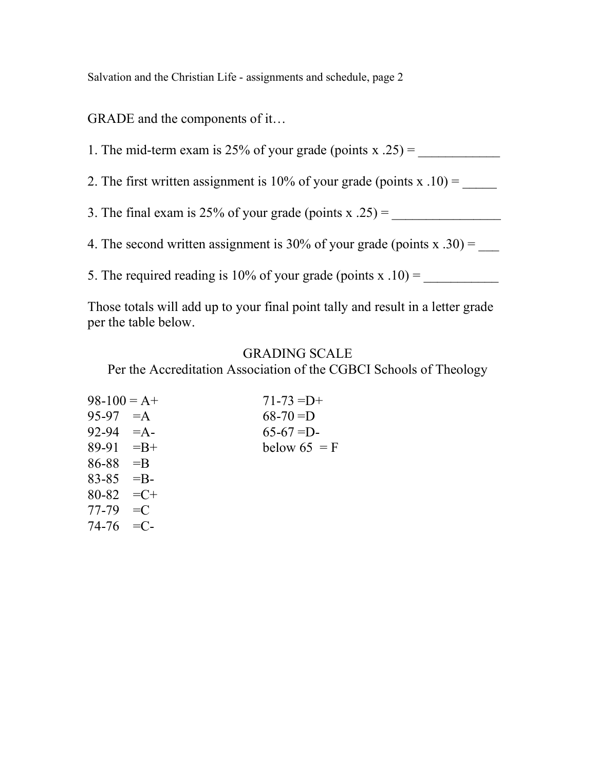GRADE and the components of it…

1. The mid-term exam is 25% of your grade (points x .25) = ____________

2. The first written assignment is 10% of your grade (points x .10) = _____

3. The final exam is 25% of your grade (points x .25) = ________________

4. The second written assignment is 30% of your grade (points x .30) = ___

5. The required reading is 10% of your grade (points x .10) = ___________

Those totals will add up to your final point tally and result in a letter grade per the table below.

## GRADING SCALE

Per the Accreditation Association of the CGBCI Schools of Theology

| | | | |
|---|---|---|---|
| 98-100 | = A+ | 71-73 | =D+ |
| 95-97 | =A | 68-70 | =D |
| 92-94 | =A- | 65-67 | =D- |
| 89-91 | =B+ | below 65 | = F |
| 86-88 | =B | | |
| 83-85 | =B- | | |
| 80-82 | =C+ | | |
| 77-79 | =C | | |
| 74-76 | =C- | | |